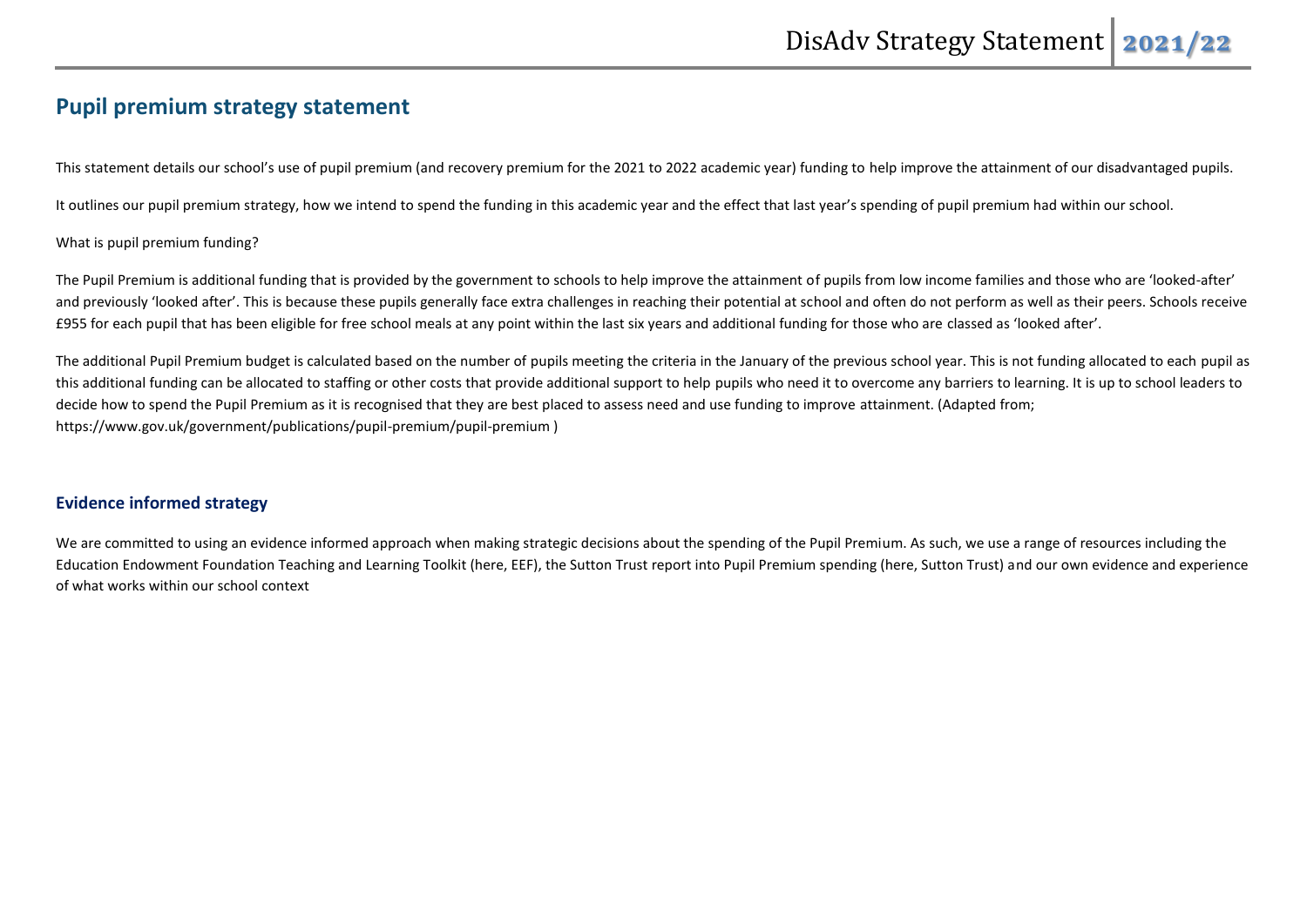## Pupil premium strategy statement

This statement details our school's use of pupil premium (and recovery premium for the 2021 to 2022 academic year) funding to help improve the attainment of our disadvantaged pupils.

It outlines our pupil premium strategy, how we intend to spend the funding in this academic year and the effect that last year's spending of pupil premium had within our school.

What is pupil premium funding?

The Pupil Premium is additional funding that is provided by the government to schools to help improve the attainment of pupils from low income families and those who are 'looked-after' and previously 'looked after'. This is because these pupils generally face extra challenges in reaching their potential at school and often do not perform as well as their peers. Schools receive £955 for each pupil that has been eligible for free school meals at any point within the last six years and additional funding for those who are classed as 'looked after'.

The additional Pupil Premium budget is calculated based on the number of pupils meeting the criteria in the January of the previous school year. This is not funding allocated to each pupil as this additional funding can be allocated to staffing or other costs that provide additional support to help pupils who need it to overcome any barriers to learning. It is up to school leaders to decide how to spend the Pupil Premium as it is recognised that they are best placed to assess need and use funding to improve attainment. (Adapted from; https://www.gov.uk/government/publications/pupil-premium/pupil-premium )

### Evidence informed strategy

We are committed to using an evidence informed approach when making strategic decisions about the spending of the Pupil Premium. As such, we use a range of resources including the Education Endowment Foundation Teaching and Learning Toolkit (here, EEF), the Sutton Trust report into Pupil Premium spending (here, Sutton Trust) and our own evidence and experience of what works within our school context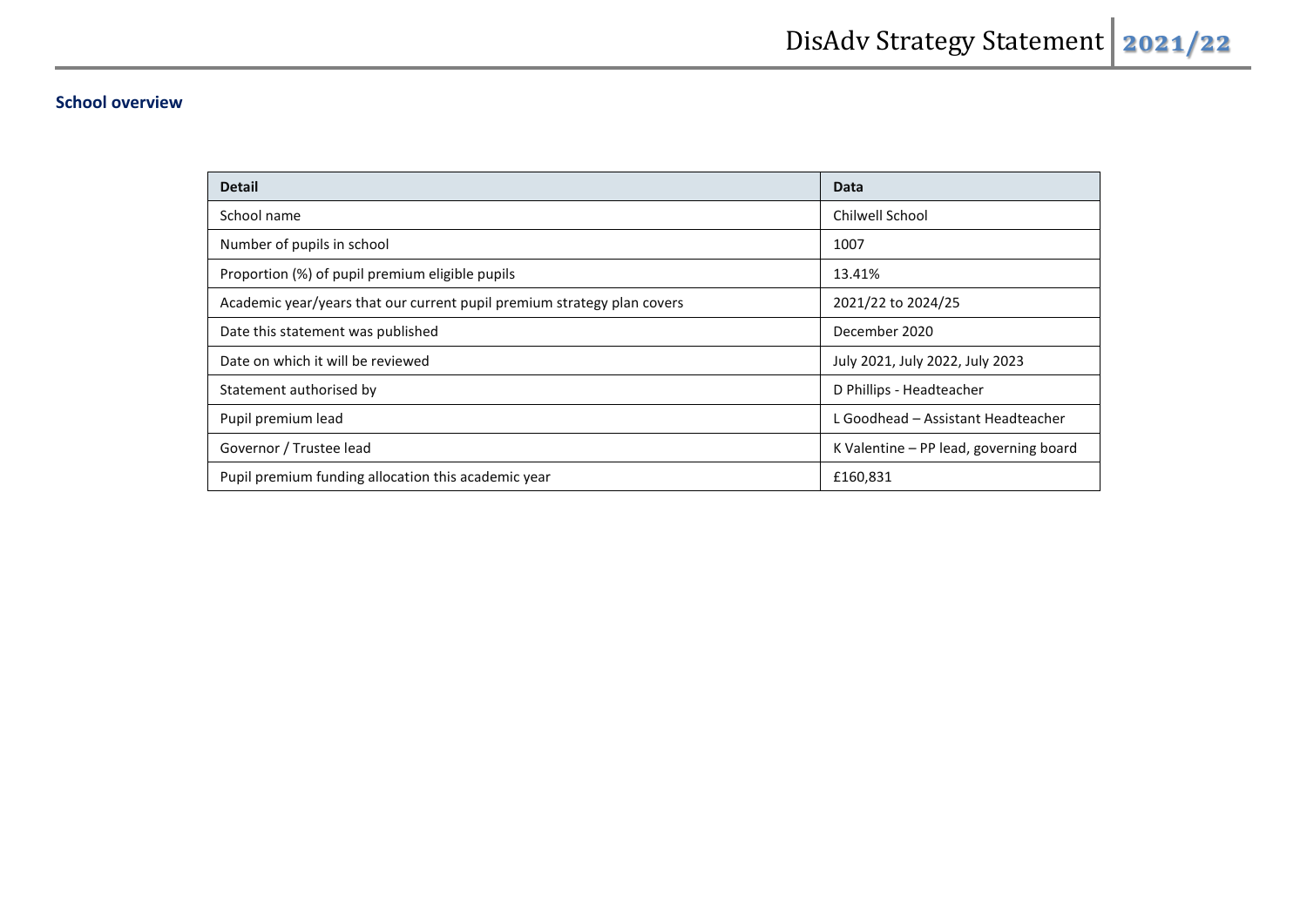## School overview

| Detail | Data |
|---|---|
| School name | Chilwell School |
| Number of pupils in school | 1007 |
| Proportion (%) of pupil premium eligible pupils | 13.41% |
| Academic year/years that our current pupil premium strategy plan covers | 2021/22 to 2024/25 |
| Date this statement was published | December 2020 |
| Date on which it will be reviewed | July 2021, July 2022, July 2023 |
| Statement authorised by | D Phillips - Headteacher |
| Pupil premium lead | L Goodhead – Assistant Headteacher |
| Governor / Trustee lead | K Valentine – PP lead, governing board |
| Pupil premium funding allocation this academic year | £160,831 |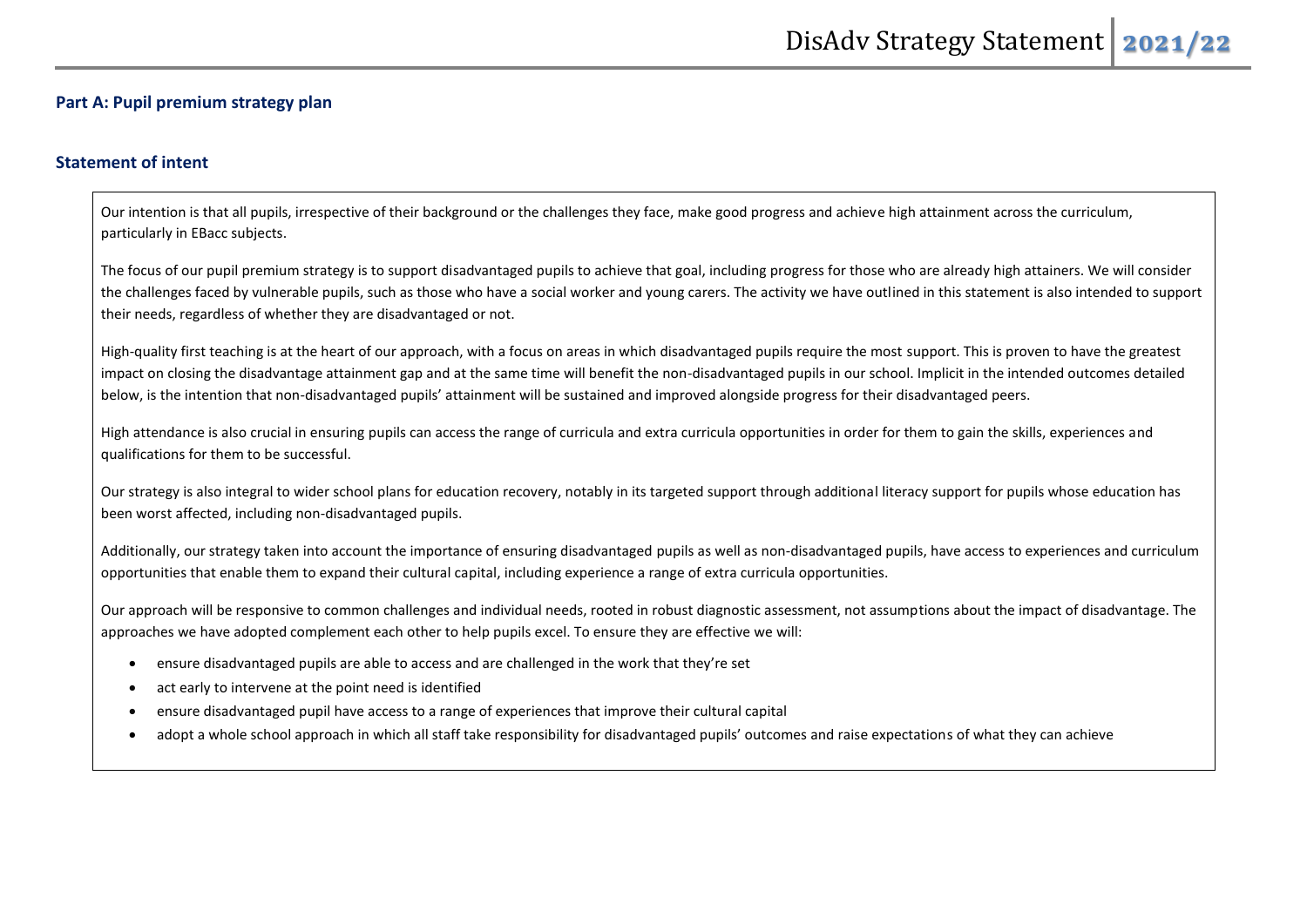## Part A: Pupil premium strategy plan

### Statement of intent

Our intention is that all pupils, irrespective of their background or the challenges they face, make good progress and achieve high attainment across the curriculum, particularly in EBacc subjects.

The focus of our pupil premium strategy is to support disadvantaged pupils to achieve that goal, including progress for those who are already high attainers. We will consider the challenges faced by vulnerable pupils, such as those who have a social worker and young carers. The activity we have outlined in this statement is also intended to support their needs, regardless of whether they are disadvantaged or not.

High-quality first teaching is at the heart of our approach, with a focus on areas in which disadvantaged pupils require the most support. This is proven to have the greatest impact on closing the disadvantage attainment gap and at the same time will benefit the non-disadvantaged pupils in our school. Implicit in the intended outcomes detailed below, is the intention that non-disadvantaged pupils' attainment will be sustained and improved alongside progress for their disadvantaged peers.

High attendance is also crucial in ensuring pupils can access the range of curricula and extra curricula opportunities in order for them to gain the skills, experiences and qualifications for them to be successful.

Our strategy is also integral to wider school plans for education recovery, notably in its targeted support through additional literacy support for pupils whose education has been worst affected, including non-disadvantaged pupils.

Additionally, our strategy taken into account the importance of ensuring disadvantaged pupils as well as non-disadvantaged pupils, have access to experiences and curriculum opportunities that enable them to expand their cultural capital, including experience a range of extra curricula opportunities.

Our approach will be responsive to common challenges and individual needs, rooted in robust diagnostic assessment, not assumptions about the impact of disadvantage. The approaches we have adopted complement each other to help pupils excel. To ensure they are effective we will:

- ensure disadvantaged pupils are able to access and are challenged in the work that they're set
- act early to intervene at the point need is identified
- ensure disadvantaged pupil have access to a range of experiences that improve their cultural capital
- adopt a whole school approach in which all staff take responsibility for disadvantaged pupils' outcomes and raise expectations of what they can achieve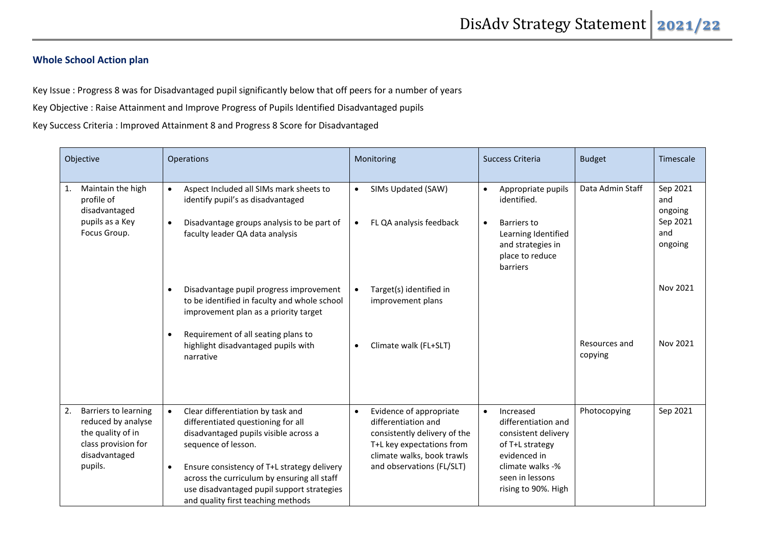### Whole School Action plan

Key Issue : Progress 8 was for Disadvantaged pupil significantly below that off peers for a number of years

Key Objective : Raise Attainment and Improve Progress of Pupils Identified Disadvantaged pupils

Key Success Criteria : Improved Attainment 8 and Progress 8 Score for Disadvantaged

| Objective | Operations | Monitoring | Success Criteria | Budget | Timescale |
|---|---|---|---|---|---|
| 1. Maintain the high profile of disadvantaged pupils as a Key Focus Group. | • Aspect Included all SIMs mark sheets to identify pupil's as disadvantaged<br>• Disadvantage groups analysis to be part of faculty leader QA data analysis | • SIMs Updated (SAW)<br>• FL QA analysis feedback | • Appropriate pupils identified.<br>• Barriers to Learning Identified and strategies in place to reduce barriers | Data Admin Staff | Sep 2021 and ongoing<br>Sep 2021 and ongoing |
| | • Disadvantage pupil progress improvement to be identified in faculty and whole school improvement plan as a priority target | • Target(s) identified in improvement plans | | | Nov 2021 |
| | • Requirement of all seating plans to highlight disadvantaged pupils with narrative | • Climate walk (FL+SLT) | | Resources and copying | Nov 2021 |
| 2. Barriers to learning reduced by analyse the quality of in class provision for disadvantaged pupils. | • Clear differentiation by task and differentiated questioning for all disadvantaged pupils visible across a sequence of lesson.<br>• Ensure consistency of T+L strategy delivery across the curriculum by ensuring all staff use disadvantaged pupil support strategies and quality first teaching methods | • Evidence of appropriate differentiation and consistently delivery of the T+L key expectations from climate walks, book trawls and observations (FL/SLT) | • Increased differentiation and consistent delivery of T+L strategy evidenced in climate walks -% seen in lessons rising to 90%. High | Photocopying | Sep 2021 |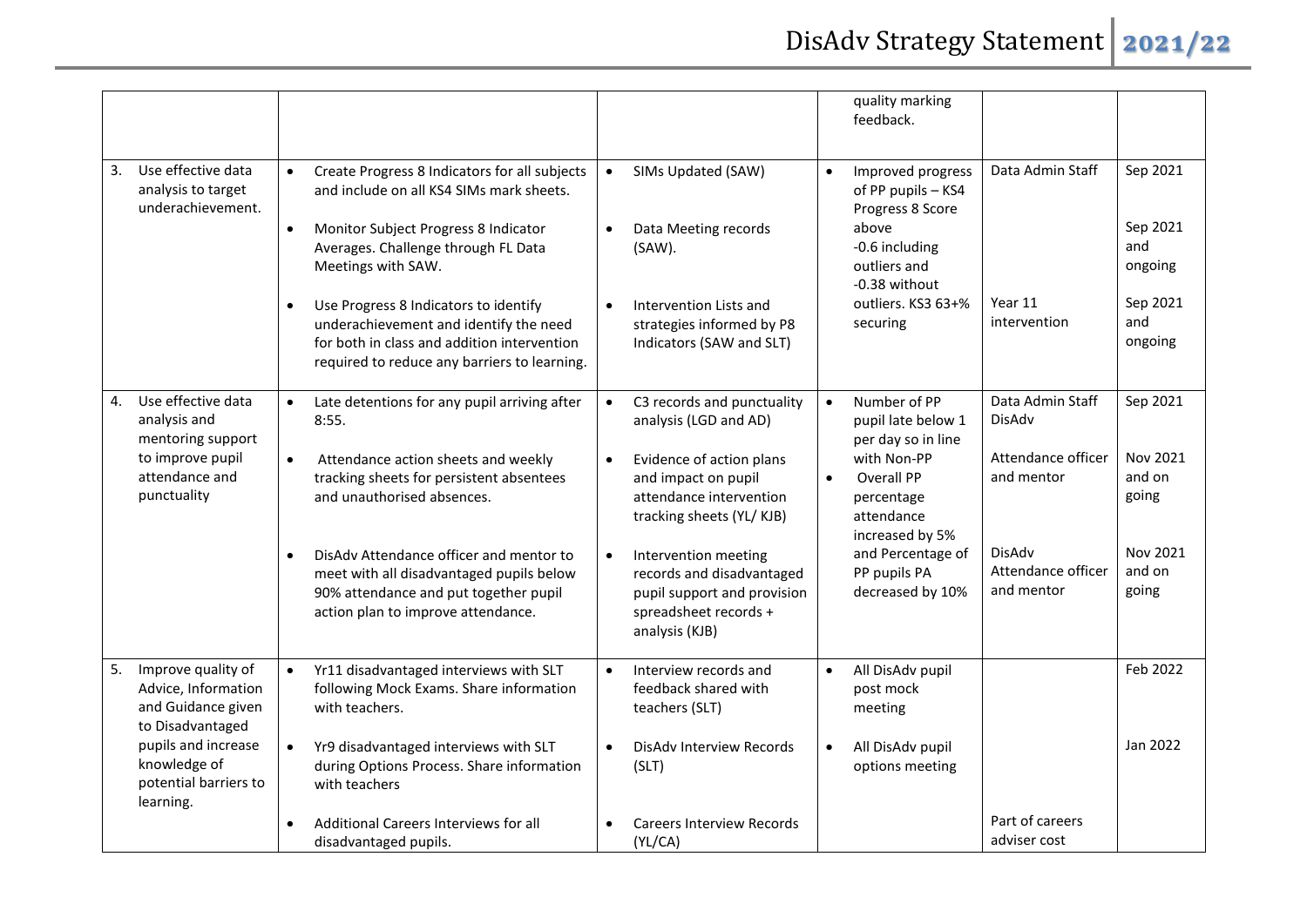| | | | | | |
|---|---|---|---|---|---|
| | | | quality marking feedback. | | |
| 3. Use effective data analysis to target underachievement. | • Create Progress 8 Indicators for all subjects and include on all KS4 SIMs mark sheets.<br><br>• Monitor Subject Progress 8 Indicator Averages. Challenge through FL Data Meetings with SAW.<br><br>• Use Progress 8 Indicators to identify underachievement and identify the need for both in class and addition intervention required to reduce any barriers to learning. | • SIMs Updated (SAW)<br><br>• Data Meeting records (SAW).<br><br>• Intervention Lists and strategies informed by P8 Indicators (SAW and SLT) | • Improved progress of PP pupils – KS4 Progress 8 Score above -0.6 including outliers and -0.38 without outliers. KS3 63+% securing | Data Admin Staff<br><br>Year 11 intervention | Sep 2021<br><br>Sep 2021 and ongoing<br><br>Sep 2021 and ongoing |
| 4. Use effective data analysis and mentoring support to improve pupil attendance and punctuality | • Late detentions for any pupil arriving after 8:55.<br><br>• Attendance action sheets and weekly tracking sheets for persistent absentees and unauthorised absences.<br><br>• DisAdv Attendance officer and mentor to meet with all disadvantaged pupils below 90% attendance and put together pupil action plan to improve attendance. | • C3 records and punctuality analysis (LGD and AD)<br><br>• Evidence of action plans and impact on pupil attendance intervention tracking sheets (YL/ KJB)<br><br>• Intervention meeting records and disadvantaged pupil support and provision spreadsheet records + analysis (KJB) | • Number of PP pupil late below 1 per day so in line with Non-PP<br>• Overall PP percentage attendance increased by 5% and Percentage of PP pupils PA decreased by 10% | Data Admin Staff DisAdv<br><br>Attendance officer and mentor<br><br>DisAdv Attendance officer and mentor | Sep 2021<br><br>Nov 2021 and on going<br><br>Nov 2021 and on going |
| 5. Improve quality of Advice, Information and Guidance given to Disadvantaged pupils and increase knowledge of potential barriers to learning. | • Yr11 disadvantaged interviews with SLT following Mock Exams. Share information with teachers.<br><br>• Yr9 disadvantaged interviews with SLT during Options Process. Share information with teachers<br><br>• Additional Careers Interviews for all disadvantaged pupils. | • Interview records and feedback shared with teachers (SLT)<br><br>• DisAdv Interview Records (SLT)<br><br>• Careers Interview Records (YL/CA) | • All DisAdv pupil post mock meeting<br><br>• All DisAdv pupil options meeting | <br><br><br><br>Part of careers adviser cost | Feb 2022<br><br>Jan 2022 |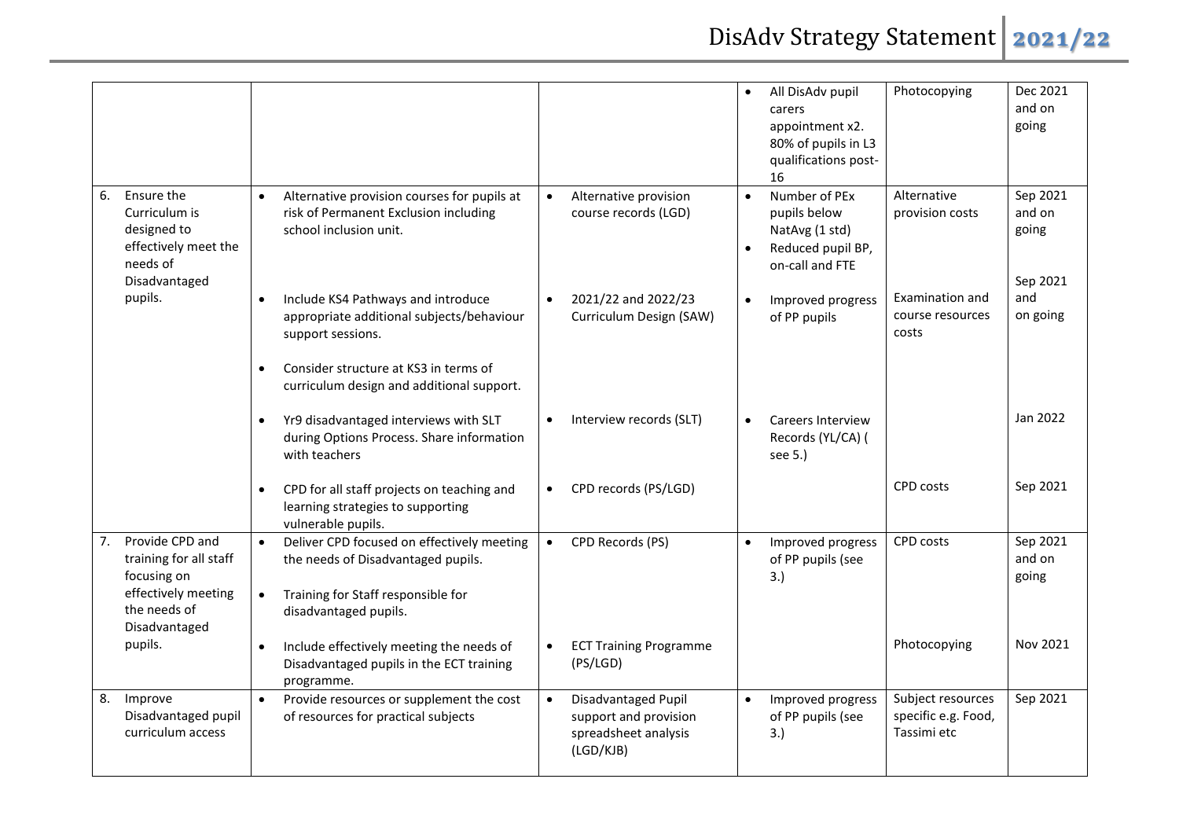| | | | | | |
|---|---|---|---|---|---|
| | | | • All DisAdv pupil carers appointment x2. 80% of pupils in L3 qualifications post-16 | Photocopying | Dec 2021 and on going |
| 6. Ensure the Curriculum is designed to effectively meet the needs of Disadvantaged pupils. | • Alternative provision courses for pupils at risk of Permanent Exclusion including school inclusion unit. | • Alternative provision course records (LGD) | • Number of PEx pupils below NatAvg (1 std)<br>• Reduced pupil BP, on-call and FTE | Alternative provision costs | Sep 2021 and on going |
| | • Include KS4 Pathways and introduce appropriate additional subjects/behaviour support sessions.<br>• Consider structure at KS3 in terms of curriculum design and additional support. | • 2021/22 and 2022/23 Curriculum Design (SAW) | • Improved progress of PP pupils | Examination and course resources costs | Sep 2021 and on going |
| | • Yr9 disadvantaged interviews with SLT during Options Process. Share information with teachers | • Interview records (SLT) | • Careers Interview Records (YL/CA) ( see 5.) | | Jan 2022 |
| | • CPD for all staff projects on teaching and learning strategies to supporting vulnerable pupils. | • CPD records (PS/LGD) | | CPD costs | Sep 2021 |
| 7. Provide CPD and training for all staff focusing on effectively meeting the needs of Disadvantaged pupils. | • Deliver CPD focused on effectively meeting the needs of Disadvantaged pupils.<br>• Training for Staff responsible for disadvantaged pupils. | • CPD Records (PS) | • Improved progress of PP pupils (see 3.) | CPD costs | Sep 2021 and on going |
| | • Include effectively meeting the needs of Disadvantaged pupils in the ECT training programme. | • ECT Training Programme (PS/LGD) | | Photocopying | Nov 2021 |
| 8. Improve Disadvantaged pupil curriculum access | • Provide resources or supplement the cost of resources for practical subjects | • Disadvantaged Pupil support and provision spreadsheet analysis (LGD/KJB) | • Improved progress of PP pupils (see 3.) | Subject resources specific e.g. Food, Tassimi etc | Sep 2021 |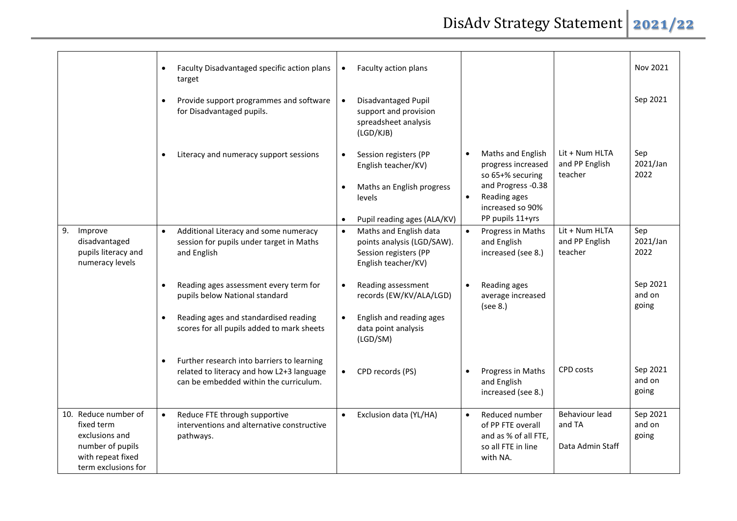| | | | | | |
|---|---|---|---|---|---|
| | • Faculty Disadvantaged specific action plans target | • Faculty action plans | | | Nov 2021 |
| | • Provide support programmes and software for Disadvantaged pupils. | • Disadvantaged Pupil support and provision spreadsheet analysis (LGD/KJB) | | | Sep 2021 |
| | • Literacy and numeracy support sessions | • Session registers (PP English teacher/KV)<br>• Maths an English progress levels<br>• Pupil reading ages (ALA/KV) | • Maths and English progress increased so 65+% securing and Progress -0.38<br>• Reading ages increased so 90% PP pupils 11+yrs | Lit + Num HLTA and PP English teacher | Sep 2021/Jan 2022 |
| 9. Improve disadvantaged pupils literacy and numeracy levels | • Additional Literacy and some numeracy session for pupils under target in Maths and English | • Maths and English data points analysis (LGD/SAW). Session registers (PP English teacher/KV) | • Progress in Maths and English increased (see 8.) | Lit + Num HLTA and PP English teacher | Sep 2021/Jan 2022 |
| | • Reading ages assessment every term for pupils below National standard<br>• Reading ages and standardised reading scores for all pupils added to mark sheets | • Reading assessment records (EW/KV/ALA/LGD)<br>• English and reading ages data point analysis (LGD/SM) | • Reading ages average increased (see 8.) | | Sep 2021 and on going |
| | • Further research into barriers to learning related to literacy and how L2+3 language can be embedded within the curriculum. | • CPD records (PS) | • Progress in Maths and English increased (see 8.) | CPD costs | Sep 2021 and on going |
| 10. Reduce number of fixed term exclusions and number of pupils with repeat fixed term exclusions for | • Reduce FTE through supportive interventions and alternative constructive pathways. | • Exclusion data (YL/HA) | • Reduced number of PP FTE overall and as % of all FTE, so all FTE in line with NA. | Behaviour lead and TA<br>Data Admin Staff | Sep 2021 and on going |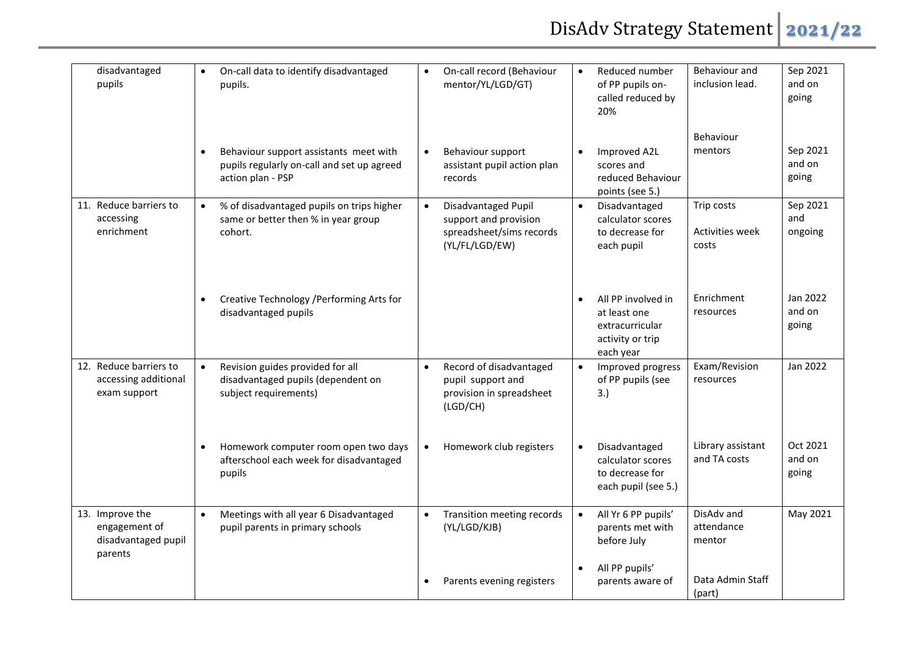| | | | | | |
|---|---|---|---|---|---|
| disadvantaged pupils | • On-call data to identify disadvantaged pupils. | • On-call record (Behaviour mentor/YL/LGD/GT) | • Reduced number of PP pupils on-called reduced by 20% | Behaviour and inclusion lead. | Sep 2021 and on going |
| | • Behaviour support assistants meet with pupils regularly on-call and set up agreed action plan - PSP | • Behaviour support assistant pupil action plan records | • Improved A2L scores and reduced Behaviour points (see 5.) | Behaviour mentors | Sep 2021 and on going |
| 11. Reduce barriers to accessing enrichment | • % of disadvantaged pupils on trips higher same or better then % in year group cohort. | • Disadvantaged Pupil support and provision spreadsheet/sims records (YL/FL/LGD/EW) | • Disadvantaged calculator scores to decrease for each pupil | Trip costs<br><br>Activities week costs | Sep 2021 and ongoing |
| | • Creative Technology /Performing Arts for disadvantaged pupils | | • All PP involved in at least one extracurricular activity or trip each year | Enrichment resources | Jan 2022 and on going |
| 12. Reduce barriers to accessing additional exam support | • Revision guides provided for all disadvantaged pupils (dependent on subject requirements) | • Record of disadvantaged pupil support and provision in spreadsheet (LGD/CH) | • Improved progress of PP pupils (see 3.) | Exam/Revision resources | Jan 2022 |
| | • Homework computer room open two days afterschool each week for disadvantaged pupils | • Homework club registers | • Disadvantaged calculator scores to decrease for each pupil (see 5.) | Library assistant and TA costs | Oct 2021 and on going |
| 13. Improve the engagement of disadvantaged pupil parents | • Meetings with all year 6 Disadvantaged pupil parents in primary schools | • Transition meeting records (YL/LGD/KJB)<br><br>• Parents evening registers | • All Yr 6 PP pupils' parents met with before July<br><br>• All PP pupils' parents aware of | DisAdv and attendance mentor<br><br>Data Admin Staff (part) | May 2021 |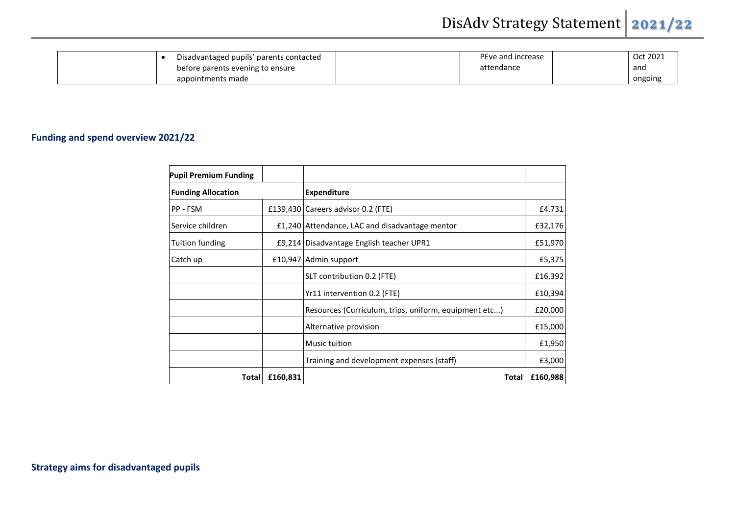| | Disadvantaged pupils’ parents contacted before parents evening to ensure appointments made | | PEve and increase attendance | | Oct 2021 and ongoing |
|---|---|---|---|---|---|

## Funding and spend overview 2021/22

| **Pupil Premium Funding** | | | |
|---|---|---|---|
| **Funding Allocation** | | **Expenditure** | |
| PP - FSM | £139,430 | Careers advisor 0.2 (FTE) | £4,731 |
| Service children | £1,240 | Attendance, LAC and disadvantage mentor | £32,176 |
| Tuition funding | £9,214 | Disadvantage English teacher UPR1 | £51,970 |
| Catch up | £10,947 | Admin support | £5,375 |
| | | SLT contribution 0.2 (FTE) | £16,392 |
| | | Yr11 intervention 0.2 (FTE) | £10,394 |
| | | Resources (Curriculum, trips, uniform, equipment etc...) | £20,000 |
| | | Alternative provision | £15,000 |
| | | Music tuition | £1,950 |
| | | Training and development expenses (staff) | £3,000 |
| **Total** | **£160,831** | **Total** | **£160,988** |

## Strategy aims for disadvantaged pupils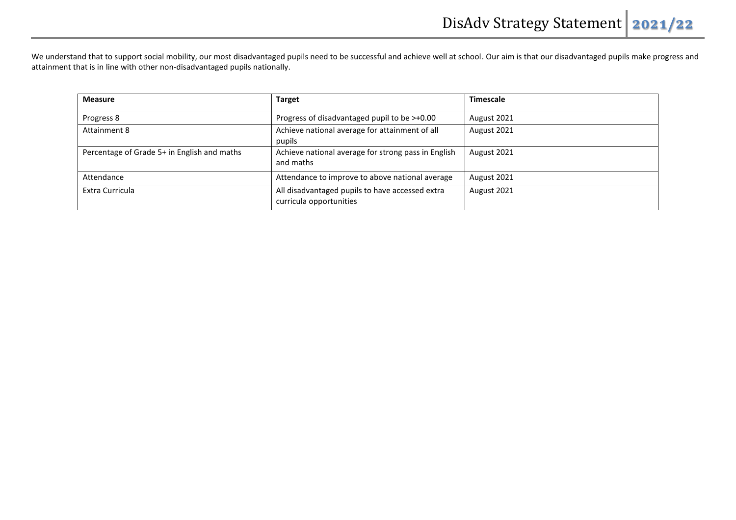We understand that to support social mobility, our most disadvantaged pupils need to be successful and achieve well at school. Our aim is that our disadvantaged pupils make progress and attainment that is in line with other non-disadvantaged pupils nationally.

| Measure | Target | Timescale |
|---|---|---|
| Progress 8 | Progress of disadvantaged pupil to be >+0.00 | August 2021 |
| Attainment 8 | Achieve national average for attainment of all pupils | August 2021 |
| Percentage of Grade 5+ in English and maths | Achieve national average for strong pass in English and maths | August 2021 |
| Attendance | Attendance to improve to above national average | August 2021 |
| Extra Curricula | All disadvantaged pupils to have accessed extra curricula opportunities | August 2021 |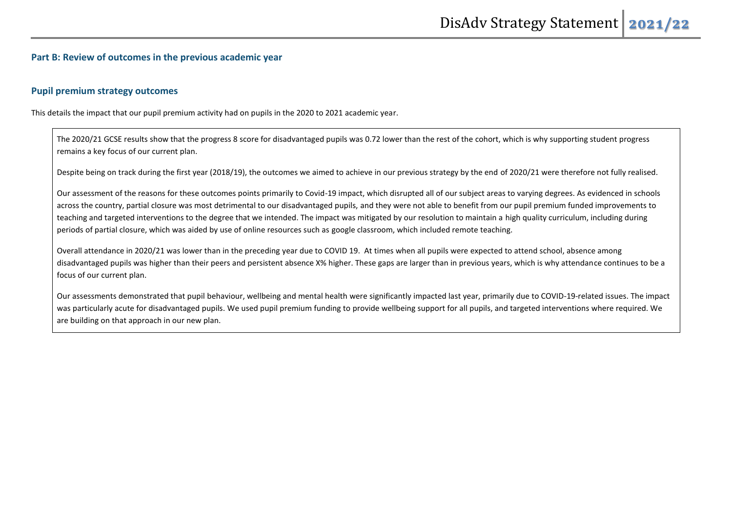## Part B: Review of outcomes in the previous academic year

### Pupil premium strategy outcomes

This details the impact that our pupil premium activity had on pupils in the 2020 to 2021 academic year.

The 2020/21 GCSE results show that the progress 8 score for disadvantaged pupils was 0.72 lower than the rest of the cohort, which is why supporting student progress remains a key focus of our current plan.

Despite being on track during the first year (2018/19), the outcomes we aimed to achieve in our previous strategy by the end of 2020/21 were therefore not fully realised.

Our assessment of the reasons for these outcomes points primarily to Covid-19 impact, which disrupted all of our subject areas to varying degrees. As evidenced in schools across the country, partial closure was most detrimental to our disadvantaged pupils, and they were not able to benefit from our pupil premium funded improvements to teaching and targeted interventions to the degree that we intended. The impact was mitigated by our resolution to maintain a high quality curriculum, including during periods of partial closure, which was aided by use of online resources such as google classroom, which included remote teaching.

Overall attendance in 2020/21 was lower than in the preceding year due to COVID 19. At times when all pupils were expected to attend school, absence among disadvantaged pupils was higher than their peers and persistent absence X% higher. These gaps are larger than in previous years, which is why attendance continues to be a focus of our current plan.

Our assessments demonstrated that pupil behaviour, wellbeing and mental health were significantly impacted last year, primarily due to COVID-19-related issues. The impact was particularly acute for disadvantaged pupils. We used pupil premium funding to provide wellbeing support for all pupils, and targeted interventions where required. We are building on that approach in our new plan.